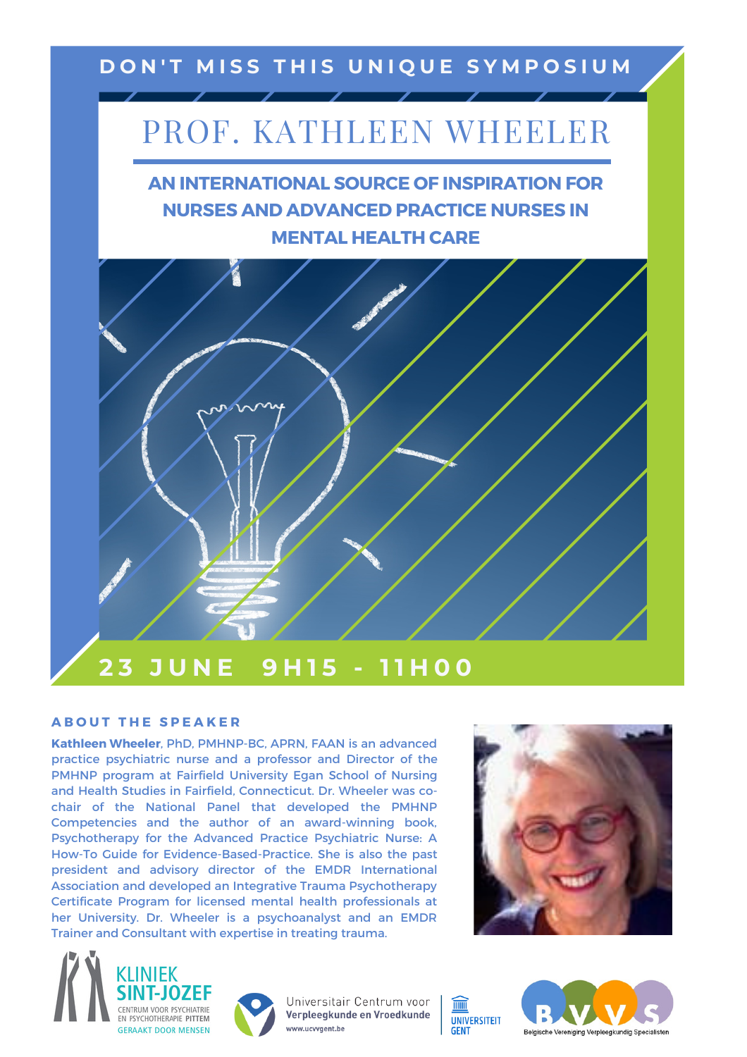DON'T MISS THIS UNIQUE SYMPOSIUM

# PROF. KATHLEEN WHEELER

## AN INTERNATIONAL SOURCE OF INSPIRATION FOR NURSES AND ADVANCED PRACTICE NURSES IN MENTAL HEALTH CARE

**23 JUNE 9H15 - 11H00**

### ABOUT THE SPEAKER

**Kathleen Wheeler**, PhD, PMHNP-BC, APRN, FAAN is an advanced practice psychiatric nurse and a professor and Director of the PMHNP program at Fairfield University Egan School of Nursing and Health Studies in Fairfield, Connecticut. Dr. Wheeler was co-chair of the National Panel that developed the PMHNP Competencies and the author of an award-winning book, Psychotherapy for the Advanced Practice Psychiatric Nurse: A How-To Guide for Evidence-Based-Practice. She is also the past president and advisory director of the EMDR International Association and developed an Integrative Trauma Psychotherapy Certificate Program for licensed mental health professionals at her University. Dr. Wheeler is a psychoanalyst and an EMDR Trainer and Consultant with expertise in treating trauma.

KLINIEK SINT-JOZEF
CENTRUM VOOR PSYCHIATRIE EN PSYCHOTHERAPIE PITTEM
GERAAKT DOOR MENSEN

Universitair Centrum voor **Verpleegkunde en Vroedkunde**
www.ucvvgent.be

UNIVERSITEIT GENT

BVVS
Belgische Vereniging Verpleegkundig Specialisten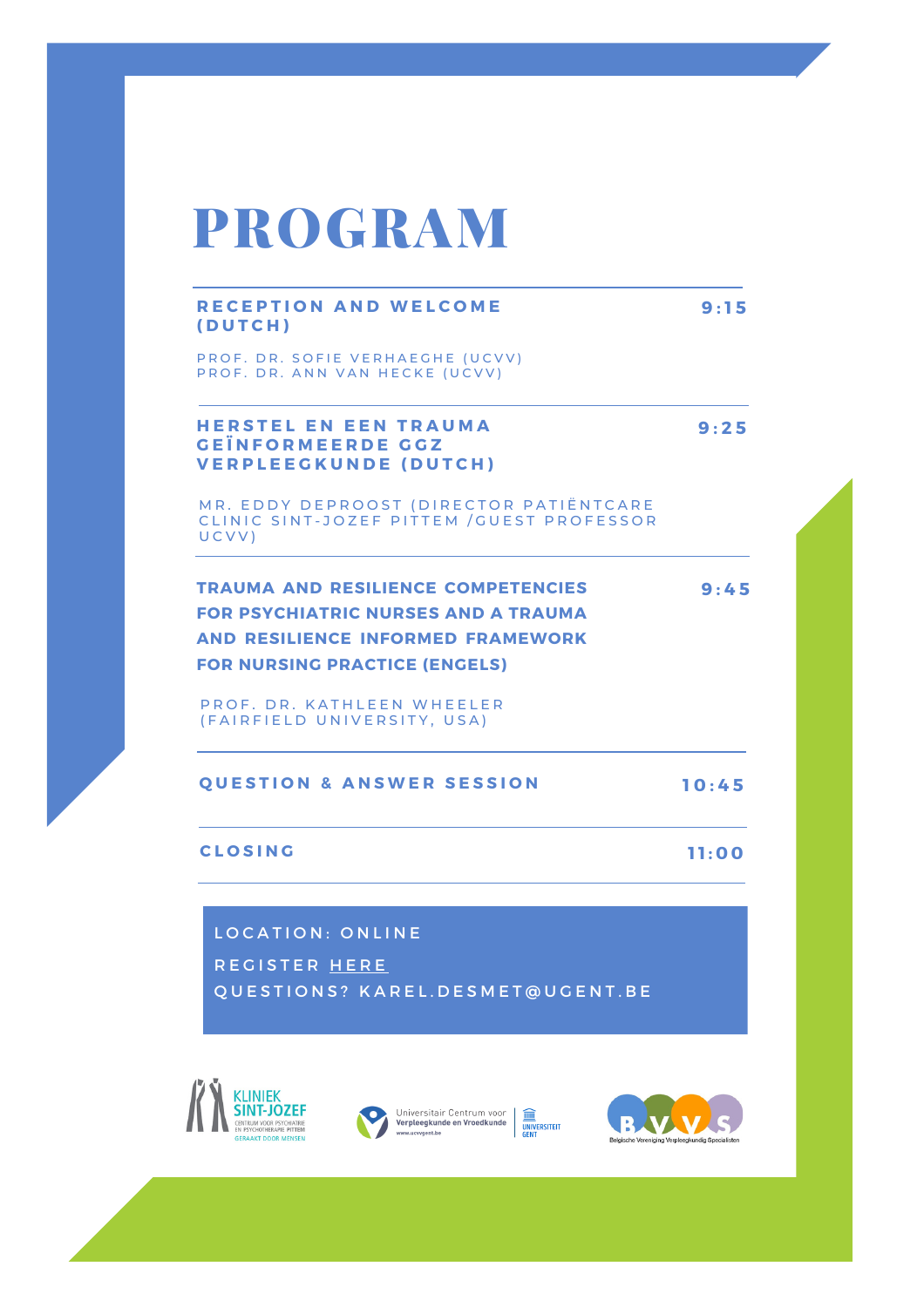# PROGRAM

**RECEPTION AND WELCOME (DUTCH)** — **9:15**

PROF. DR. SOFIE VERHAEGHE (UCVV)
PROF. DR. ANN VAN HECKE (UCVV)

**HERSTEL EN EEN TRAUMA GEÏNFORMEERDE GGZ VERPLEEGKUNDE (DUTCH)** — **9:25**

MR. EDDY DEPROOST (DIRECTOR PATIËNTCARE CLINIC SINT-JOZEF PITTEM /GUEST PROFESSOR UCVV)

**TRAUMA AND RESILIENCE COMPETENCIES FOR PSYCHIATRIC NURSES AND A TRAUMA AND RESILIENCE INFORMED FRAMEWORK FOR NURSING PRACTICE (ENGELS)** — **9:45**

PROF. DR. KATHLEEN WHEELER (FAIRFIELD UNIVERSITY, USA)

**QUESTION & ANSWER SESSION** — **10:45**

**CLOSING** — **11:00**

LOCATION: ONLINE

REGISTER HERE

QUESTIONS? KAREL.DESMET@UGENT.BE

KLINIEK SINT-JOZEF
CENTRUM VOOR PSYCHIATRIE EN PSYCHOTHERAPIE PITTEM
GERAAKT DOOR MENSEN

Universitair Centrum voor Verpleegkunde en Vroedkunde
www.ucvvgent.be
UNIVERSITEIT GENT

BVVS
Belgische Vereniging Verpleegkundig Specialisten